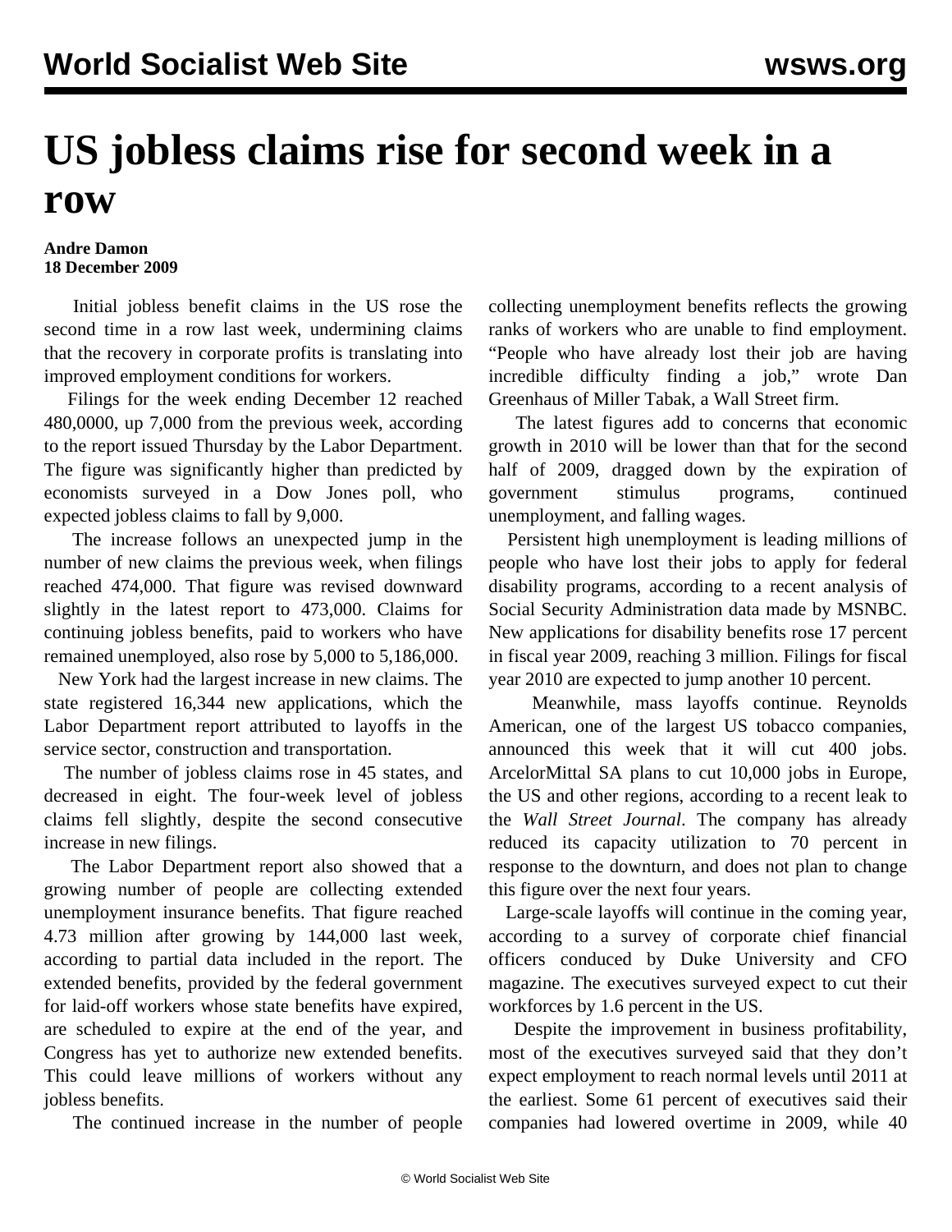# US jobless claims rise for second week in a row

**Andre Damon**
**18 December 2009**

Initial jobless benefit claims in the US rose the second time in a row last week, undermining claims that the recovery in corporate profits is translating into improved employment conditions for workers.

Filings for the week ending December 12 reached 480,0000, up 7,000 from the previous week, according to the report issued Thursday by the Labor Department. The figure was significantly higher than predicted by economists surveyed in a Dow Jones poll, who expected jobless claims to fall by 9,000.

The increase follows an unexpected jump in the number of new claims the previous week, when filings reached 474,000. That figure was revised downward slightly in the latest report to 473,000. Claims for continuing jobless benefits, paid to workers who have remained unemployed, also rose by 5,000 to 5,186,000.

New York had the largest increase in new claims. The state registered 16,344 new applications, which the Labor Department report attributed to layoffs in the service sector, construction and transportation.

The number of jobless claims rose in 45 states, and decreased in eight. The four-week level of jobless claims fell slightly, despite the second consecutive increase in new filings.

The Labor Department report also showed that a growing number of people are collecting extended unemployment insurance benefits. That figure reached 4.73 million after growing by 144,000 last week, according to partial data included in the report. The extended benefits, provided by the federal government for laid-off workers whose state benefits have expired, are scheduled to expire at the end of the year, and Congress has yet to authorize new extended benefits. This could leave millions of workers without any jobless benefits.

The continued increase in the number of people collecting unemployment benefits reflects the growing ranks of workers who are unable to find employment. "People who have already lost their job are having incredible difficulty finding a job," wrote Dan Greenhaus of Miller Tabak, a Wall Street firm.

The latest figures add to concerns that economic growth in 2010 will be lower than that for the second half of 2009, dragged down by the expiration of government stimulus programs, continued unemployment, and falling wages.

Persistent high unemployment is leading millions of people who have lost their jobs to apply for federal disability programs, according to a recent analysis of Social Security Administration data made by MSNBC. New applications for disability benefits rose 17 percent in fiscal year 2009, reaching 3 million. Filings for fiscal year 2010 are expected to jump another 10 percent.

Meanwhile, mass layoffs continue. Reynolds American, one of the largest US tobacco companies, announced this week that it will cut 400 jobs. ArcelorMittal SA plans to cut 10,000 jobs in Europe, the US and other regions, according to a recent leak to the *Wall Street Journal*. The company has already reduced its capacity utilization to 70 percent in response to the downturn, and does not plan to change this figure over the next four years.

Large-scale layoffs will continue in the coming year, according to a survey of corporate chief financial officers conduced by Duke University and CFO magazine. The executives surveyed expect to cut their workforces by 1.6 percent in the US.

Despite the improvement in business profitability, most of the executives surveyed said that they don't expect employment to reach normal levels until 2011 at the earliest. Some 61 percent of executives said their companies had lowered overtime in 2009, while 40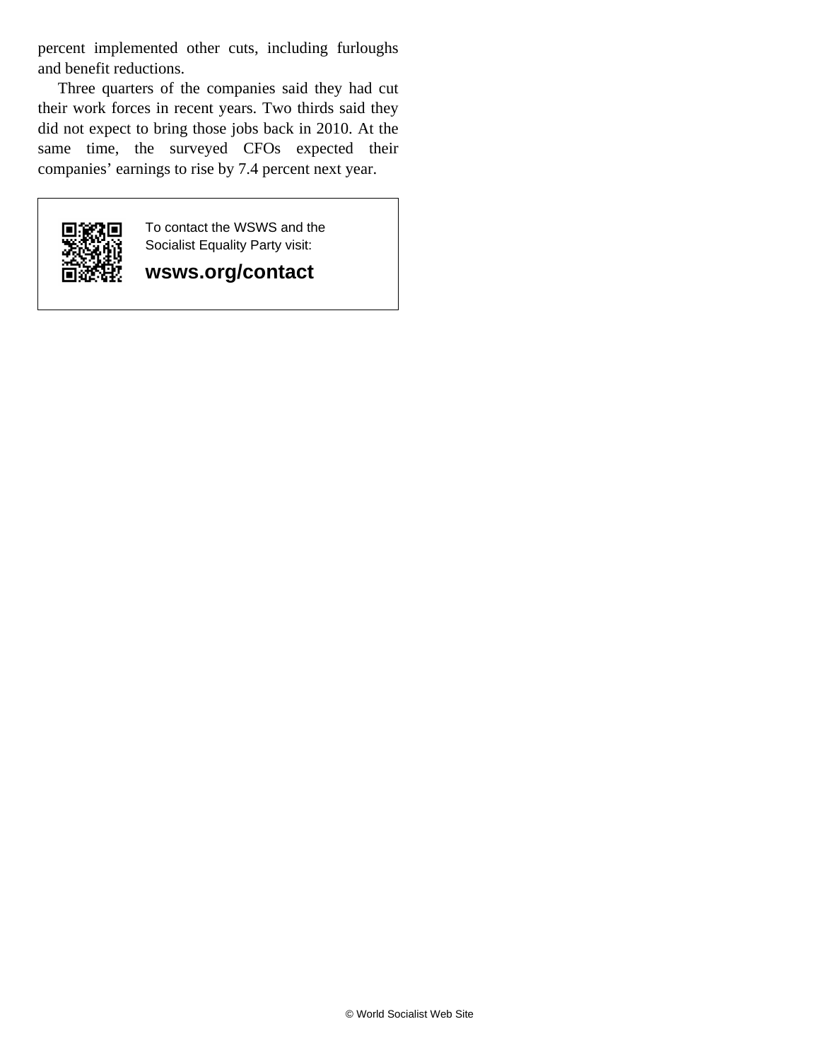percent implemented other cuts, including furloughs and benefit reductions.

Three quarters of the companies said they had cut their work forces in recent years. Two thirds said they did not expect to bring those jobs back in 2010. At the same time, the surveyed CFOs expected their companies' earnings to rise by 7.4 percent next year.

To contact the WSWS and the Socialist Equality Party visit:

**wsws.org/contact**